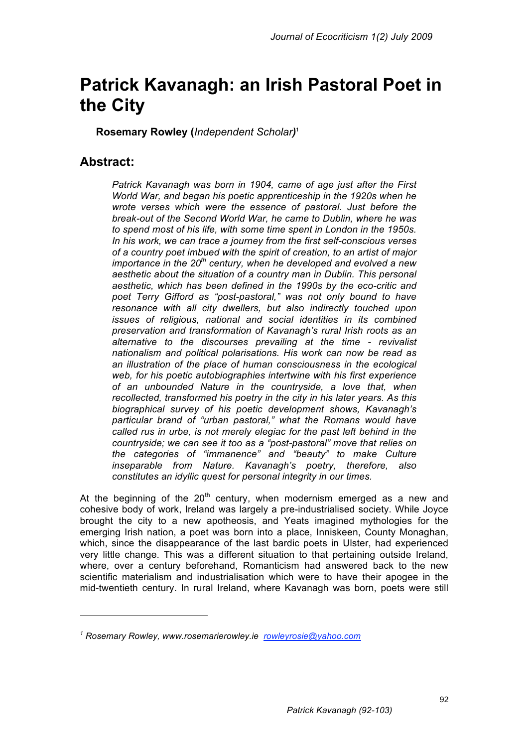# Patrick Kavanagh: an Irish Pastoral Poet in the City

**Rosemary Rowley (*Independent Scholar*)**[1]

## Abstract:

*Patrick Kavanagh was born in 1904, came of age just after the First World War, and began his poetic apprenticeship in the 1920s when he wrote verses which were the essence of pastoral. Just before the break-out of the Second World War, he came to Dublin, where he was to spend most of his life, with some time spent in London in the 1950s. In his work, we can trace a journey from the first self-conscious verses of a country poet imbued with the spirit of creation, to an artist of major importance in the 20th century, when he developed and evolved a new aesthetic about the situation of a country man in Dublin. This personal aesthetic, which has been defined in the 1990s by the eco-critic and poet Terry Gifford as "post-pastoral," was not only bound to have resonance with all city dwellers, but also indirectly touched upon issues of religious, national and social identities in its combined preservation and transformation of Kavanagh's rural Irish roots as an alternative to the discourses prevailing at the time - revivalist nationalism and political polarisations. His work can now be read as an illustration of the place of human consciousness in the ecological web, for his poetic autobiographies intertwine with his first experience of an unbounded Nature in the countryside, a love that, when recollected, transformed his poetry in the city in his later years. As this biographical survey of his poetic development shows, Kavanagh's particular brand of "urban pastoral," what the Romans would have called rus in urbe, is not merely elegiac for the past left behind in the countryside; we can see it too as a "post-pastoral" move that relies on the categories of "immanence" and "beauty" to make Culture inseparable from Nature. Kavanagh's poetry, therefore, also constitutes an idyllic quest for personal integrity in our times.*

At the beginning of the 20th century, when modernism emerged as a new and cohesive body of work, Ireland was largely a pre-industrialised society. While Joyce brought the city to a new apotheosis, and Yeats imagined mythologies for the emerging Irish nation, a poet was born into a place, Inniskeen, County Monaghan, which, since the disappearance of the last bardic poets in Ulster, had experienced very little change. This was a different situation to that pertaining outside Ireland, where, over a century beforehand, Romanticism had answered back to the new scientific materialism and industrialisation which were to have their apogee in the mid-twentieth century. In rural Ireland, where Kavanagh was born, poets were still

---

[1] *Rosemary Rowley, www.rosemarierowley.ie rowleyrosie@yahoo.com*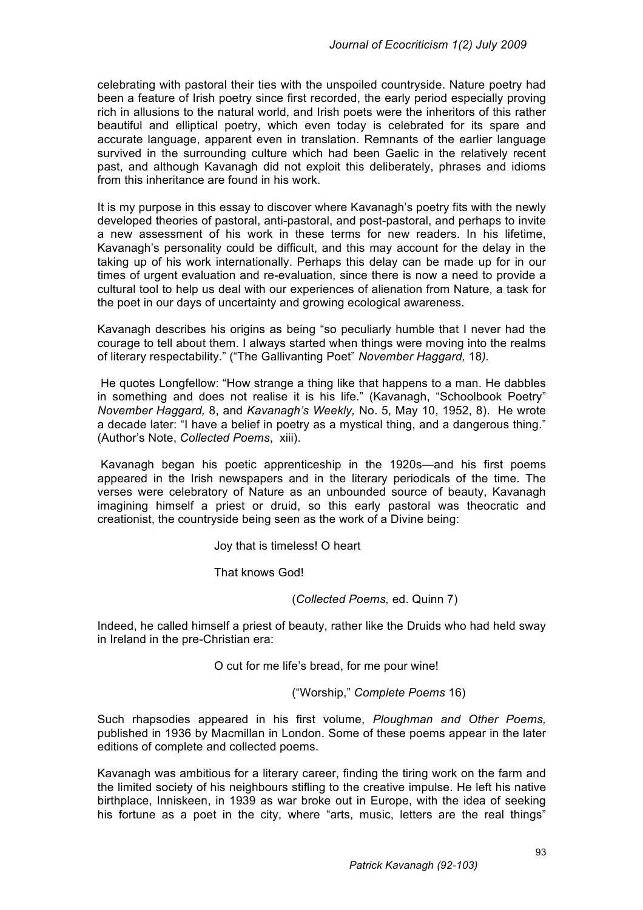celebrating with pastoral their ties with the unspoiled countryside. Nature poetry had been a feature of Irish poetry since first recorded, the early period especially proving rich in allusions to the natural world, and Irish poets were the inheritors of this rather beautiful and elliptical poetry, which even today is celebrated for its spare and accurate language, apparent even in translation. Remnants of the earlier language survived in the surrounding culture which had been Gaelic in the relatively recent past, and although Kavanagh did not exploit this deliberately, phrases and idioms from this inheritance are found in his work.

It is my purpose in this essay to discover where Kavanagh's poetry fits with the newly developed theories of pastoral, anti-pastoral, and post-pastoral, and perhaps to invite a new assessment of his work in these terms for new readers. In his lifetime, Kavanagh's personality could be difficult, and this may account for the delay in the taking up of his work internationally. Perhaps this delay can be made up for in our times of urgent evaluation and re-evaluation, since there is now a need to provide a cultural tool to help us deal with our experiences of alienation from Nature, a task for the poet in our days of uncertainty and growing ecological awareness.

Kavanagh describes his origins as being "so peculiarly humble that I never had the courage to tell about them. I always started when things were moving into the realms of literary respectability." ("The Gallivanting Poet" *November Haggard,* 18*).*

He quotes Longfellow: "How strange a thing like that happens to a man. He dabbles in something and does not realise it is his life." (Kavanagh, "Schoolbook Poetry" *November Haggard,* 8, and *Kavanagh's Weekly,* No. 5, May 10, 1952, 8). He wrote a decade later: "I have a belief in poetry as a mystical thing, and a dangerous thing." (Author's Note, *Collected Poems*, xiii).

Kavanagh began his poetic apprenticeship in the 1920s—and his first poems appeared in the Irish newspapers and in the literary periodicals of the time. The verses were celebratory of Nature as an unbounded source of beauty, Kavanagh imagining himself a priest or druid, so this early pastoral was theocratic and creationist, the countryside being seen as the work of a Divine being:

> Joy that is timeless! O heart
>
> That knows God!
>
> (*Collected Poems,* ed. Quinn 7)

Indeed, he called himself a priest of beauty, rather like the Druids who had held sway in Ireland in the pre-Christian era:

> O cut for me life's bread, for me pour wine!
>
> ("Worship," *Complete Poems* 16)

Such rhapsodies appeared in his first volume, *Ploughman and Other Poems,* published in 1936 by Macmillan in London. Some of these poems appear in the later editions of complete and collected poems.

Kavanagh was ambitious for a literary career, finding the tiring work on the farm and the limited society of his neighbours stifling to the creative impulse. He left his native birthplace, Inniskeen, in 1939 as war broke out in Europe, with the idea of seeking his fortune as a poet in the city, where "arts, music, letters are the real things"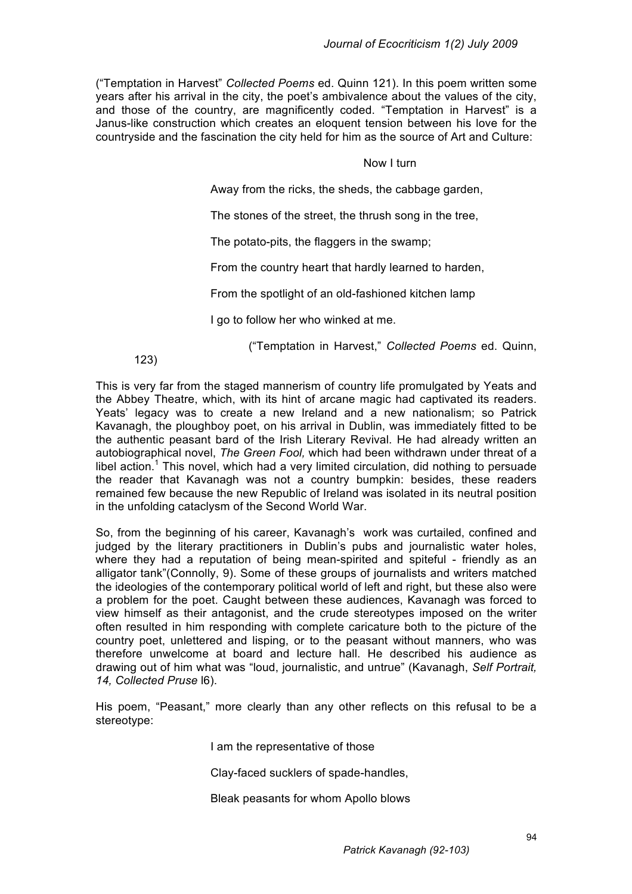("Temptation in Harvest" *Collected Poems* ed. Quinn 121). In this poem written some years after his arrival in the city, the poet's ambivalence about the values of the city, and those of the country, are magnificently coded. "Temptation in Harvest" is a Janus-like construction which creates an eloquent tension between his love for the countryside and the fascination the city held for him as the source of Art and Culture:

> Now I turn
>
> Away from the ricks, the sheds, the cabbage garden,
>
> The stones of the street, the thrush song in the tree,
>
> The potato-pits, the flaggers in the swamp;
>
> From the country heart that hardly learned to harden,
>
> From the spotlight of an old-fashioned kitchen lamp
>
> I go to follow her who winked at me.
>
> ("Temptation in Harvest," *Collected Poems* ed. Quinn, 123)

This is very far from the staged mannerism of country life promulgated by Yeats and the Abbey Theatre, which, with its hint of arcane magic had captivated its readers. Yeats' legacy was to create a new Ireland and a new nationalism; so Patrick Kavanagh, the ploughboy poet, on his arrival in Dublin, was immediately fitted to be the authentic peasant bard of the Irish Literary Revival. He had already written an autobiographical novel, *The Green Fool,* which had been withdrawn under threat of a libel action.[1] This novel, which had a very limited circulation, did nothing to persuade the reader that Kavanagh was not a country bumpkin: besides, these readers remained few because the new Republic of Ireland was isolated in its neutral position in the unfolding cataclysm of the Second World War.

So, from the beginning of his career, Kavanagh's work was curtailed, confined and judged by the literary practitioners in Dublin's pubs and journalistic water holes, where they had a reputation of being mean-spirited and spiteful - friendly as an alligator tank"(Connolly, 9). Some of these groups of journalists and writers matched the ideologies of the contemporary political world of left and right, but these also were a problem for the poet. Caught between these audiences, Kavanagh was forced to view himself as their antagonist, and the crude stereotypes imposed on the writer often resulted in him responding with complete caricature both to the picture of the country poet, unlettered and lisping, or to the peasant without manners, who was therefore unwelcome at board and lecture hall. He described his audience as drawing out of him what was "loud, journalistic, and untrue" (Kavanagh, *Self Portrait, 14, Collected Pruse* l6).

His poem, "Peasant," more clearly than any other reflects on this refusal to be a stereotype:

> I am the representative of those
>
> Clay-faced sucklers of spade-handles,
>
> Bleak peasants for whom Apollo blows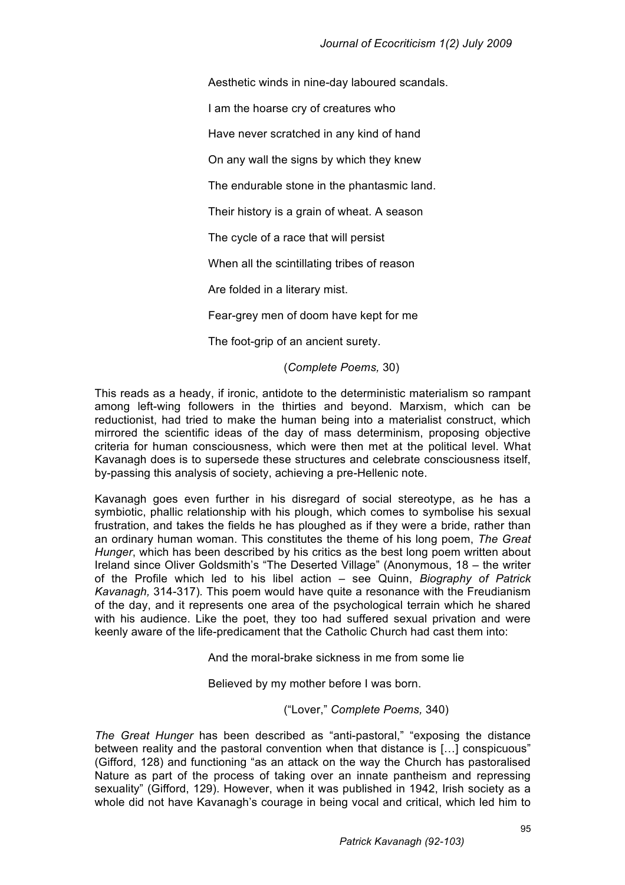> Aesthetic winds in nine-day laboured scandals.
>
> I am the hoarse cry of creatures who
>
> Have never scratched in any kind of hand
>
> On any wall the signs by which they knew
>
> The endurable stone in the phantasmic land.
>
> Their history is a grain of wheat. A season
>
> The cycle of a race that will persist
>
> When all the scintillating tribes of reason
>
> Are folded in a literary mist.
>
> Fear-grey men of doom have kept for me
>
> The foot-grip of an ancient surety.
>
> (*Complete Poems,* 30)

This reads as a heady, if ironic, antidote to the deterministic materialism so rampant among left-wing followers in the thirties and beyond. Marxism, which can be reductionist, had tried to make the human being into a materialist construct, which mirrored the scientific ideas of the day of mass determinism, proposing objective criteria for human consciousness, which were then met at the political level. What Kavanagh does is to supersede these structures and celebrate consciousness itself, by-passing this analysis of society, achieving a pre-Hellenic note.

Kavanagh goes even further in his disregard of social stereotype, as he has a symbiotic, phallic relationship with his plough, which comes to symbolise his sexual frustration, and takes the fields he has ploughed as if they were a bride, rather than an ordinary human woman. This constitutes the theme of his long poem, *The Great Hunger*, which has been described by his critics as the best long poem written about Ireland since Oliver Goldsmith's "The Deserted Village" (Anonymous, 18 – the writer of the Profile which led to his libel action – see Quinn, *Biography of Patrick Kavanagh,* 314-317). This poem would have quite a resonance with the Freudianism of the day, and it represents one area of the psychological terrain which he shared with his audience. Like the poet, they too had suffered sexual privation and were keenly aware of the life-predicament that the Catholic Church had cast them into:

> And the moral-brake sickness in me from some lie
>
> Believed by my mother before I was born.
>
> ("Lover," *Complete Poems,* 340)

*The Great Hunger* has been described as "anti-pastoral," "exposing the distance between reality and the pastoral convention when that distance is […] conspicuous" (Gifford, 128) and functioning "as an attack on the way the Church has pastoralised Nature as part of the process of taking over an innate pantheism and repressing sexuality" (Gifford, 129). However, when it was published in 1942, Irish society as a whole did not have Kavanagh's courage in being vocal and critical, which led him to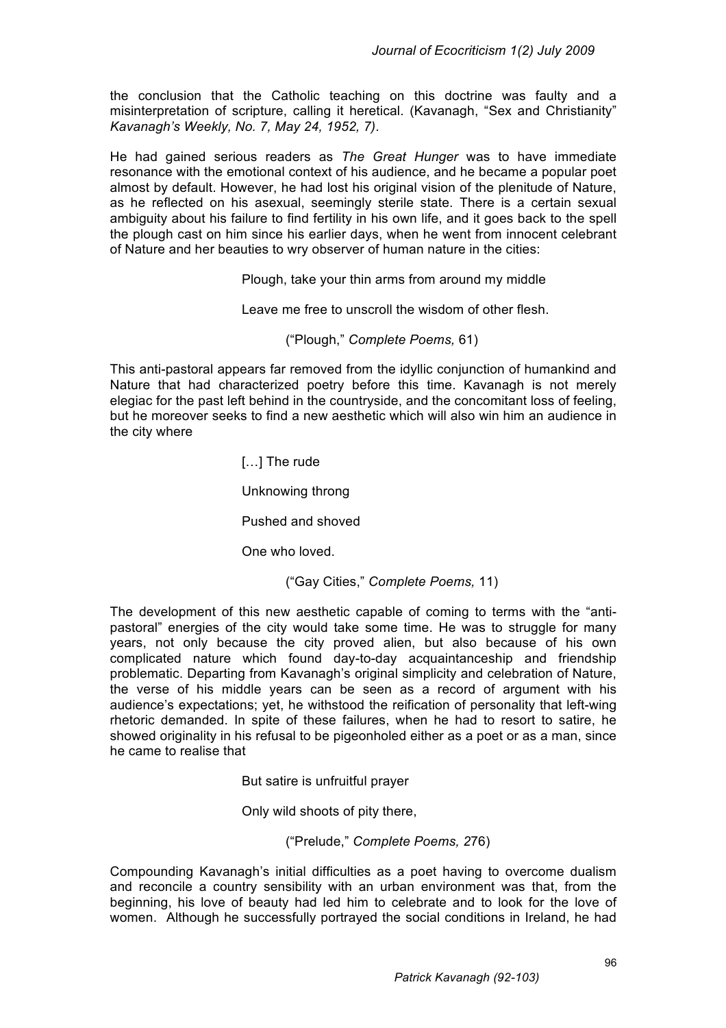the conclusion that the Catholic teaching on this doctrine was faulty and a misinterpretation of scripture, calling it heretical. (Kavanagh, "Sex and Christianity" *Kavanagh's Weekly, No. 7, May 24, 1952, 7)*.

He had gained serious readers as *The Great Hunger* was to have immediate resonance with the emotional context of his audience, and he became a popular poet almost by default. However, he had lost his original vision of the plenitude of Nature, as he reflected on his asexual, seemingly sterile state. There is a certain sexual ambiguity about his failure to find fertility in his own life, and it goes back to the spell the plough cast on him since his earlier days, when he went from innocent celebrant of Nature and her beauties to wry observer of human nature in the cities:

> Plough, take your thin arms from around my middle
>
> Leave me free to unscroll the wisdom of other flesh.
>
> ("Plough," *Complete Poems,* 61)

This anti-pastoral appears far removed from the idyllic conjunction of humankind and Nature that had characterized poetry before this time. Kavanagh is not merely elegiac for the past left behind in the countryside, and the concomitant loss of feeling, but he moreover seeks to find a new aesthetic which will also win him an audience in the city where

> […] The rude
>
> Unknowing throng
>
> Pushed and shoved
>
> One who loved.
>
> ("Gay Cities," *Complete Poems,* 11)

The development of this new aesthetic capable of coming to terms with the "anti-pastoral" energies of the city would take some time. He was to struggle for many years, not only because the city proved alien, but also because of his own complicated nature which found day-to-day acquaintanceship and friendship problematic. Departing from Kavanagh's original simplicity and celebration of Nature, the verse of his middle years can be seen as a record of argument with his audience's expectations; yet, he withstood the reification of personality that left-wing rhetoric demanded. In spite of these failures, when he had to resort to satire, he showed originality in his refusal to be pigeonholed either as a poet or as a man, since he came to realise that

> But satire is unfruitful prayer
>
> Only wild shoots of pity there,
>
> ("Prelude," *Complete Poems,* 276)

Compounding Kavanagh's initial difficulties as a poet having to overcome dualism and reconcile a country sensibility with an urban environment was that, from the beginning, his love of beauty had led him to celebrate and to look for the love of women. Although he successfully portrayed the social conditions in Ireland, he had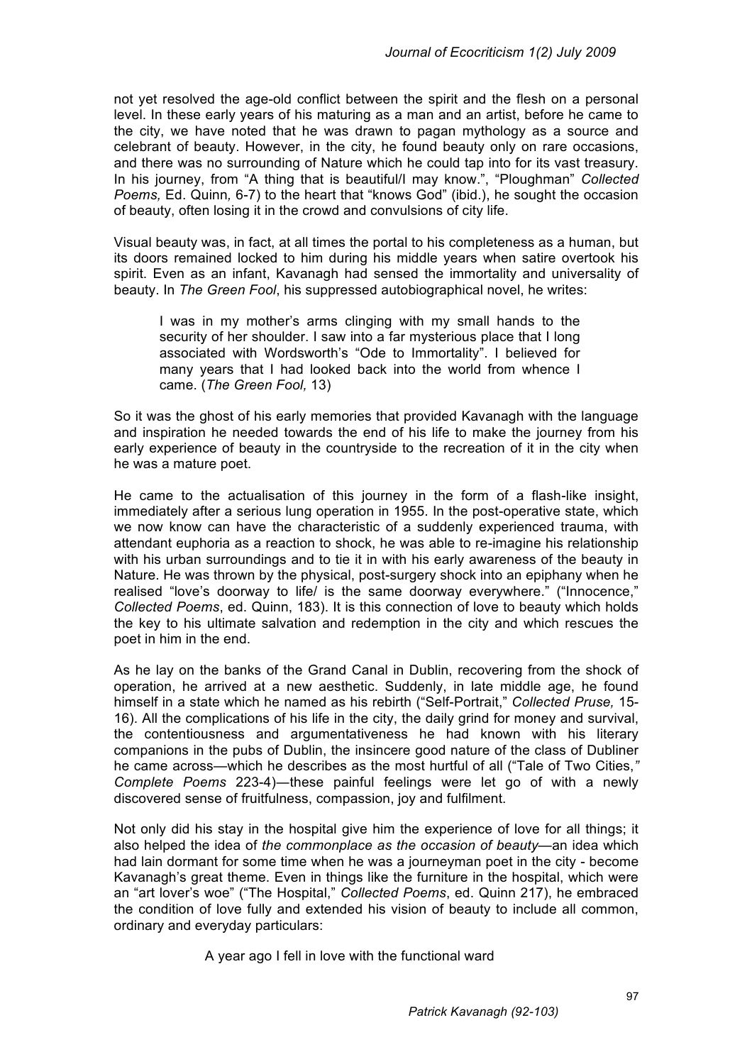not yet resolved the age-old conflict between the spirit and the flesh on a personal level. In these early years of his maturing as a man and an artist, before he came to the city, we have noted that he was drawn to pagan mythology as a source and celebrant of beauty. However, in the city, he found beauty only on rare occasions, and there was no surrounding of Nature which he could tap into for its vast treasury. In his journey, from "A thing that is beautiful/I may know.", "Ploughman" *Collected Poems,* Ed. Quinn*,* 6-7) to the heart that "knows God" (ibid.), he sought the occasion of beauty, often losing it in the crowd and convulsions of city life.

Visual beauty was, in fact, at all times the portal to his completeness as a human, but its doors remained locked to him during his middle years when satire overtook his spirit. Even as an infant, Kavanagh had sensed the immortality and universality of beauty. In *The Green Fool*, his suppressed autobiographical novel, he writes:

> I was in my mother's arms clinging with my small hands to the security of her shoulder. I saw into a far mysterious place that I long associated with Wordsworth's "Ode to Immortality". I believed for many years that I had looked back into the world from whence I came. (*The Green Fool,* 13)

So it was the ghost of his early memories that provided Kavanagh with the language and inspiration he needed towards the end of his life to make the journey from his early experience of beauty in the countryside to the recreation of it in the city when he was a mature poet.

He came to the actualisation of this journey in the form of a flash-like insight, immediately after a serious lung operation in 1955. In the post-operative state, which we now know can have the characteristic of a suddenly experienced trauma, with attendant euphoria as a reaction to shock, he was able to re-imagine his relationship with his urban surroundings and to tie it in with his early awareness of the beauty in Nature. He was thrown by the physical, post-surgery shock into an epiphany when he realised "love's doorway to life/ is the same doorway everywhere." ("Innocence," *Collected Poems*, ed. Quinn, 183). It is this connection of love to beauty which holds the key to his ultimate salvation and redemption in the city and which rescues the poet in him in the end.

As he lay on the banks of the Grand Canal in Dublin, recovering from the shock of operation, he arrived at a new aesthetic. Suddenly, in late middle age, he found himself in a state which he named as his rebirth ("Self-Portrait," *Collected Pruse,* 15-16). All the complications of his life in the city, the daily grind for money and survival, the contentiousness and argumentativeness he had known with his literary companions in the pubs of Dublin, the insincere good nature of the class of Dubliner he came across—which he describes as the most hurtful of all ("Tale of Two Cities,*"* *Complete Poems* 223-4)—these painful feelings were let go of with a newly discovered sense of fruitfulness, compassion, joy and fulfilment.

Not only did his stay in the hospital give him the experience of love for all things; it also helped the idea of *the commonplace as the occasion of beauty*—an idea which had lain dormant for some time when he was a journeyman poet in the city - become Kavanagh's great theme. Even in things like the furniture in the hospital, which were an "art lover's woe" ("The Hospital," *Collected Poems*, ed. Quinn 217), he embraced the condition of love fully and extended his vision of beauty to include all common, ordinary and everyday particulars:

> A year ago I fell in love with the functional ward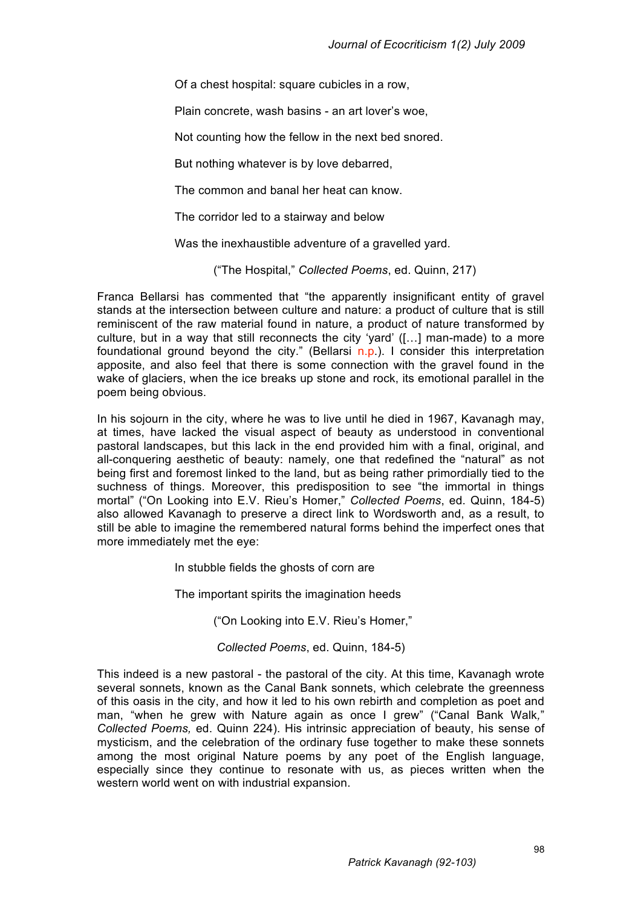Of a chest hospital: square cubicles in a row,

Plain concrete, wash basins - an art lover's woe,

Not counting how the fellow in the next bed snored.

But nothing whatever is by love debarred,

The common and banal her heat can know.

The corridor led to a stairway and below

Was the inexhaustible adventure of a gravelled yard.

("The Hospital," *Collected Poems*, ed. Quinn, 217)

Franca Bellarsi has commented that "the apparently insignificant entity of gravel stands at the intersection between culture and nature: a product of culture that is still reminiscent of the raw material found in nature, a product of nature transformed by culture, but in a way that still reconnects the city 'yard' ([…] man-made) to a more foundational ground beyond the city." (Bellarsi n.p.). I consider this interpretation apposite, and also feel that there is some connection with the gravel found in the wake of glaciers, when the ice breaks up stone and rock, its emotional parallel in the poem being obvious.

In his sojourn in the city, where he was to live until he died in 1967, Kavanagh may, at times, have lacked the visual aspect of beauty as understood in conventional pastoral landscapes, but this lack in the end provided him with a final, original, and all-conquering aesthetic of beauty: namely, one that redefined the "natural" as not being first and foremost linked to the land, but as being rather primordially tied to the suchness of things. Moreover, this predisposition to see "the immortal in things mortal" ("On Looking into E.V. Rieu's Homer," *Collected Poems*, ed. Quinn, 184-5) also allowed Kavanagh to preserve a direct link to Wordsworth and, as a result, to still be able to imagine the remembered natural forms behind the imperfect ones that more immediately met the eye:

In stubble fields the ghosts of corn are

The important spirits the imagination heeds

("On Looking into E.V. Rieu's Homer,"

*Collected Poems*, ed. Quinn, 184-5)

This indeed is a new pastoral - the pastoral of the city. At this time, Kavanagh wrote several sonnets, known as the Canal Bank sonnets, which celebrate the greenness of this oasis in the city, and how it led to his own rebirth and completion as poet and man, "when he grew with Nature again as once I grew" ("Canal Bank Walk," *Collected Poems,* ed. Quinn 224). His intrinsic appreciation of beauty, his sense of mysticism, and the celebration of the ordinary fuse together to make these sonnets among the most original Nature poems by any poet of the English language, especially since they continue to resonate with us, as pieces written when the western world went on with industrial expansion.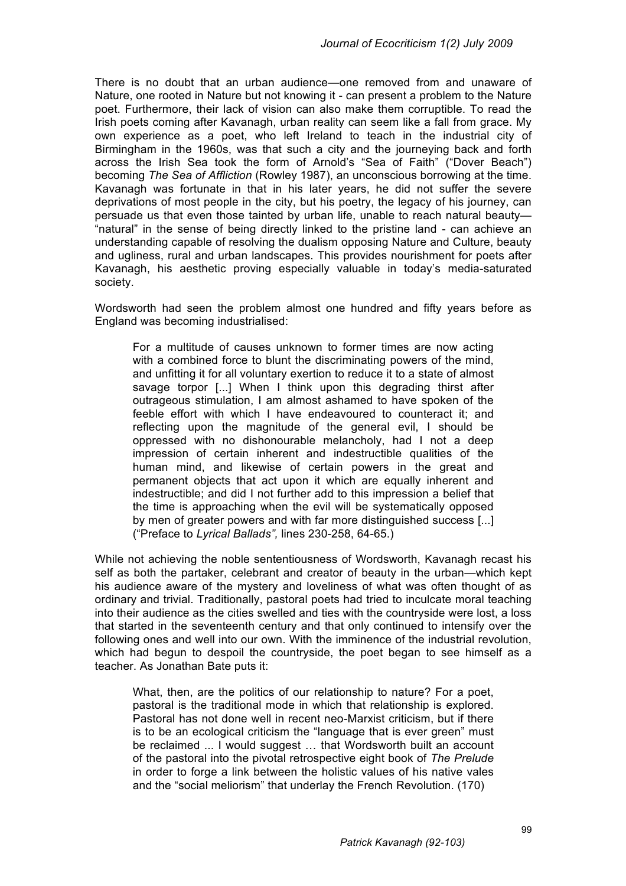There is no doubt that an urban audience—one removed from and unaware of Nature, one rooted in Nature but not knowing it - can present a problem to the Nature poet. Furthermore, their lack of vision can also make them corruptible. To read the Irish poets coming after Kavanagh, urban reality can seem like a fall from grace. My own experience as a poet, who left Ireland to teach in the industrial city of Birmingham in the 1960s, was that such a city and the journeying back and forth across the Irish Sea took the form of Arnold's "Sea of Faith" ("Dover Beach") becoming *The Sea of Affliction* (Rowley 1987), an unconscious borrowing at the time. Kavanagh was fortunate in that in his later years, he did not suffer the severe deprivations of most people in the city, but his poetry, the legacy of his journey, can persuade us that even those tainted by urban life, unable to reach natural beauty—"natural" in the sense of being directly linked to the pristine land - can achieve an understanding capable of resolving the dualism opposing Nature and Culture, beauty and ugliness, rural and urban landscapes. This provides nourishment for poets after Kavanagh, his aesthetic proving especially valuable in today's media-saturated society.

Wordsworth had seen the problem almost one hundred and fifty years before as England was becoming industrialised:

> For a multitude of causes unknown to former times are now acting with a combined force to blunt the discriminating powers of the mind, and unfitting it for all voluntary exertion to reduce it to a state of almost savage torpor [...] When I think upon this degrading thirst after outrageous stimulation, I am almost ashamed to have spoken of the feeble effort with which I have endeavoured to counteract it; and reflecting upon the magnitude of the general evil, I should be oppressed with no dishonourable melancholy, had I not a deep impression of certain inherent and indestructible qualities of the human mind, and likewise of certain powers in the great and permanent objects that act upon it which are equally inherent and indestructible; and did I not further add to this impression a belief that the time is approaching when the evil will be systematically opposed by men of greater powers and with far more distinguished success [...] ("Preface to *Lyrical Ballads",* lines 230-258, 64-65.)

While not achieving the noble sententiousness of Wordsworth, Kavanagh recast his self as both the partaker, celebrant and creator of beauty in the urban—which kept his audience aware of the mystery and loveliness of what was often thought of as ordinary and trivial. Traditionally, pastoral poets had tried to inculcate moral teaching into their audience as the cities swelled and ties with the countryside were lost, a loss that started in the seventeenth century and that only continued to intensify over the following ones and well into our own. With the imminence of the industrial revolution, which had begun to despoil the countryside, the poet began to see himself as a teacher. As Jonathan Bate puts it:

> What, then, are the politics of our relationship to nature? For a poet, pastoral is the traditional mode in which that relationship is explored. Pastoral has not done well in recent neo-Marxist criticism, but if there is to be an ecological criticism the "language that is ever green" must be reclaimed ... I would suggest … that Wordsworth built an account of the pastoral into the pivotal retrospective eight book of *The Prelude* in order to forge a link between the holistic values of his native vales and the "social meliorism" that underlay the French Revolution. (170)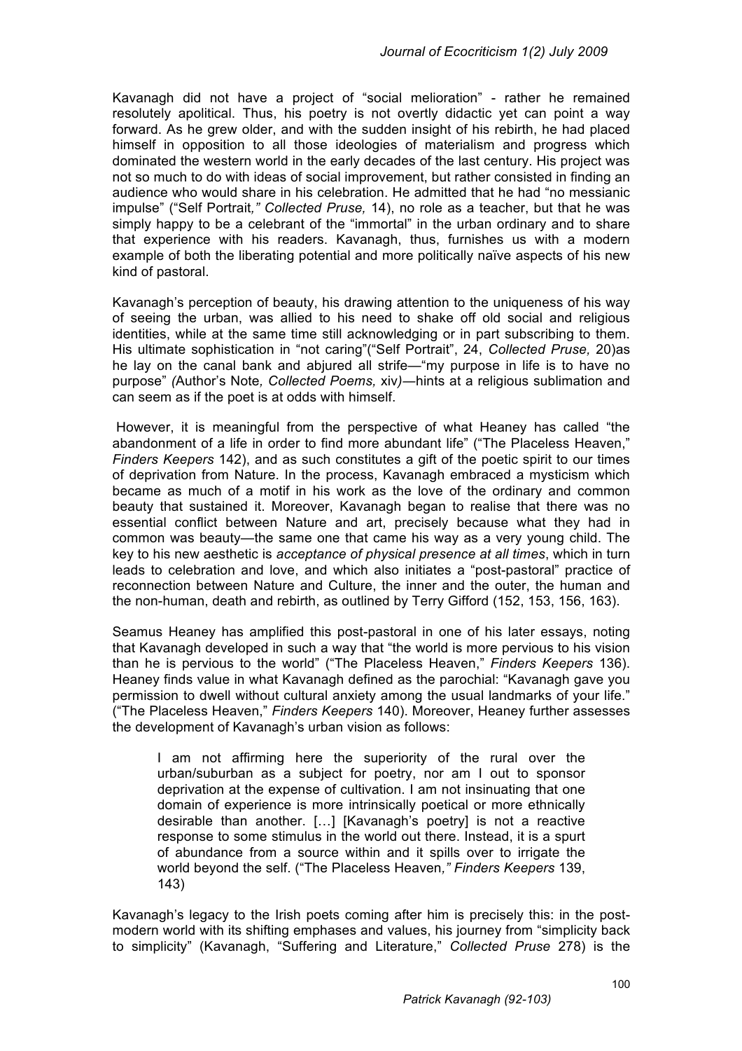Kavanagh did not have a project of "social melioration" - rather he remained resolutely apolitical. Thus, his poetry is not overtly didactic yet can point a way forward. As he grew older, and with the sudden insight of his rebirth, he had placed himself in opposition to all those ideologies of materialism and progress which dominated the western world in the early decades of the last century. His project was not so much to do with ideas of social improvement, but rather consisted in finding an audience who would share in his celebration. He admitted that he had "no messianic impulse" ("Self Portrait*," Collected Pruse,* 14), no role as a teacher, but that he was simply happy to be a celebrant of the "immortal" in the urban ordinary and to share that experience with his readers. Kavanagh, thus, furnishes us with a modern example of both the liberating potential and more politically naïve aspects of his new kind of pastoral.

Kavanagh's perception of beauty, his drawing attention to the uniqueness of his way of seeing the urban, was allied to his need to shake off old social and religious identities, while at the same time still acknowledging or in part subscribing to them. His ultimate sophistication in "not caring"("Self Portrait", 24, *Collected Pruse,* 20)as he lay on the canal bank and abjured all strife—"my purpose in life is to have no purpose" *(*Author's Note*, Collected Poems,* xiv*)*—hints at a religious sublimation and can seem as if the poet is at odds with himself.

However, it is meaningful from the perspective of what Heaney has called "the abandonment of a life in order to find more abundant life" ("The Placeless Heaven," *Finders Keepers* 142), and as such constitutes a gift of the poetic spirit to our times of deprivation from Nature. In the process, Kavanagh embraced a mysticism which became as much of a motif in his work as the love of the ordinary and common beauty that sustained it. Moreover, Kavanagh began to realise that there was no essential conflict between Nature and art, precisely because what they had in common was beauty—the same one that came his way as a very young child. The key to his new aesthetic is *acceptance of physical presence at all times*, which in turn leads to celebration and love, and which also initiates a "post-pastoral" practice of reconnection between Nature and Culture, the inner and the outer, the human and the non-human, death and rebirth, as outlined by Terry Gifford (152, 153, 156, 163).

Seamus Heaney has amplified this post-pastoral in one of his later essays, noting that Kavanagh developed in such a way that "the world is more pervious to his vision than he is pervious to the world" ("The Placeless Heaven," *Finders Keepers* 136). Heaney finds value in what Kavanagh defined as the parochial: "Kavanagh gave you permission to dwell without cultural anxiety among the usual landmarks of your life." ("The Placeless Heaven," *Finders Keepers* 140). Moreover, Heaney further assesses the development of Kavanagh's urban vision as follows:

> I am not affirming here the superiority of the rural over the urban/suburban as a subject for poetry, nor am I out to sponsor deprivation at the expense of cultivation. I am not insinuating that one domain of experience is more intrinsically poetical or more ethnically desirable than another. […] [Kavanagh's poetry] is not a reactive response to some stimulus in the world out there. Instead, it is a spurt of abundance from a source within and it spills over to irrigate the world beyond the self. ("The Placeless Heaven*," Finders Keepers* 139, 143)

Kavanagh's legacy to the Irish poets coming after him is precisely this: in the post-modern world with its shifting emphases and values, his journey from "simplicity back to simplicity" (Kavanagh, "Suffering and Literature," *Collected Pruse* 278) is the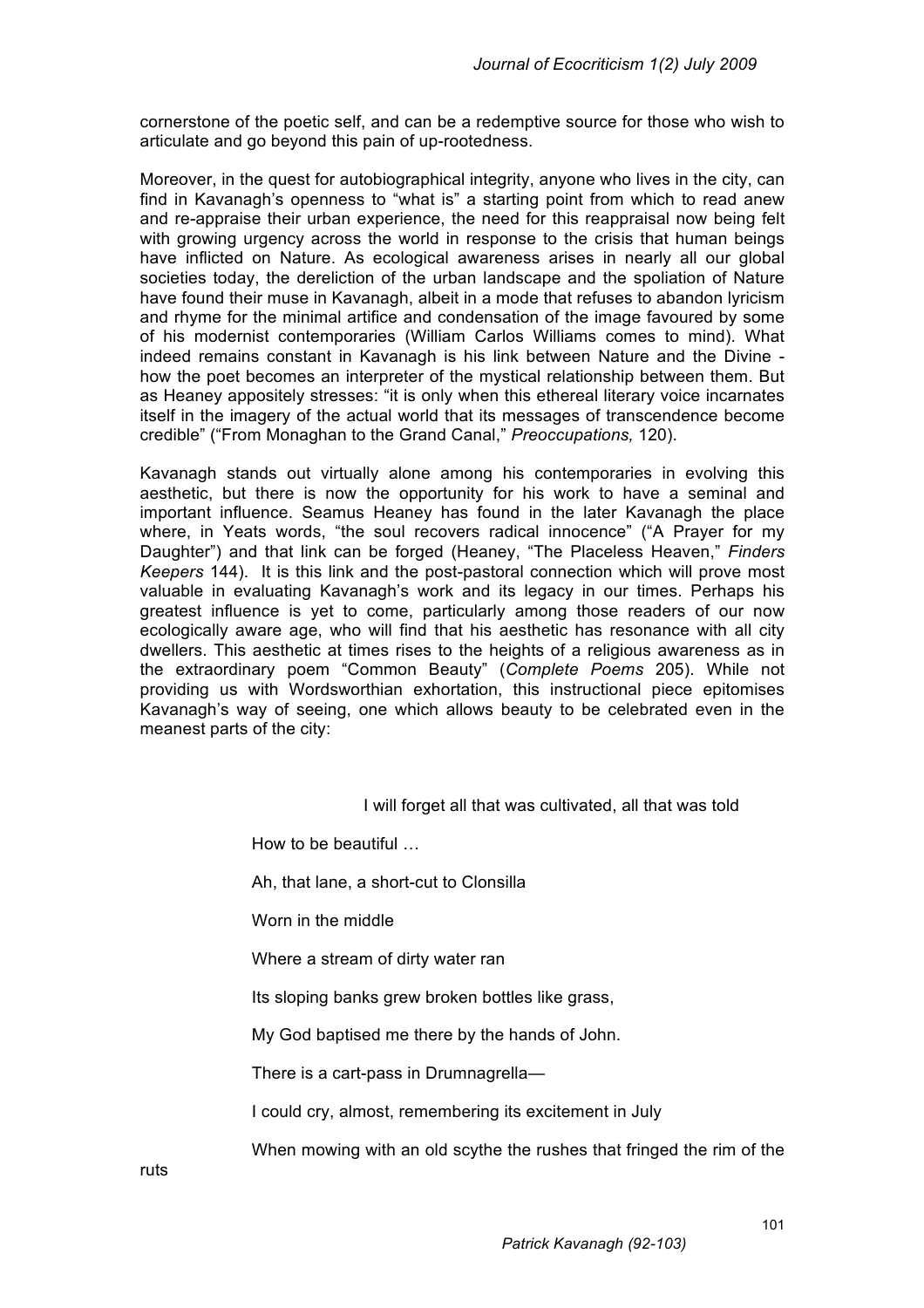cornerstone of the poetic self, and can be a redemptive source for those who wish to articulate and go beyond this pain of up-rootedness.

Moreover, in the quest for autobiographical integrity, anyone who lives in the city, can find in Kavanagh's openness to "what is" a starting point from which to read anew and re-appraise their urban experience, the need for this reappraisal now being felt with growing urgency across the world in response to the crisis that human beings have inflicted on Nature. As ecological awareness arises in nearly all our global societies today, the dereliction of the urban landscape and the spoliation of Nature have found their muse in Kavanagh, albeit in a mode that refuses to abandon lyricism and rhyme for the minimal artifice and condensation of the image favoured by some of his modernist contemporaries (William Carlos Williams comes to mind). What indeed remains constant in Kavanagh is his link between Nature and the Divine - how the poet becomes an interpreter of the mystical relationship between them. But as Heaney appositely stresses: "it is only when this ethereal literary voice incarnates itself in the imagery of the actual world that its messages of transcendence become credible" ("From Monaghan to the Grand Canal," *Preoccupations,* 120).

Kavanagh stands out virtually alone among his contemporaries in evolving this aesthetic, but there is now the opportunity for his work to have a seminal and important influence. Seamus Heaney has found in the later Kavanagh the place where, in Yeats words, "the soul recovers radical innocence" ("A Prayer for my Daughter") and that link can be forged (Heaney, "The Placeless Heaven," *Finders Keepers* 144). It is this link and the post-pastoral connection which will prove most valuable in evaluating Kavanagh's work and its legacy in our times. Perhaps his greatest influence is yet to come, particularly among those readers of our now ecologically aware age, who will find that his aesthetic has resonance with all city dwellers. This aesthetic at times rises to the heights of a religious awareness as in the extraordinary poem "Common Beauty" (*Complete Poems* 205). While not providing us with Wordsworthian exhortation, this instructional piece epitomises Kavanagh's way of seeing, one which allows beauty to be celebrated even in the meanest parts of the city:

> I will forget all that was cultivated, all that was told
>
> How to be beautiful …
>
> Ah, that lane, a short-cut to Clonsilla
>
> Worn in the middle
>
> Where a stream of dirty water ran
>
> Its sloping banks grew broken bottles like grass,
>
> My God baptised me there by the hands of John.
>
> There is a cart-pass in Drumnagrella—
>
> I could cry, almost, remembering its excitement in July
>
> When mowing with an old scythe the rushes that fringed the rim of the ruts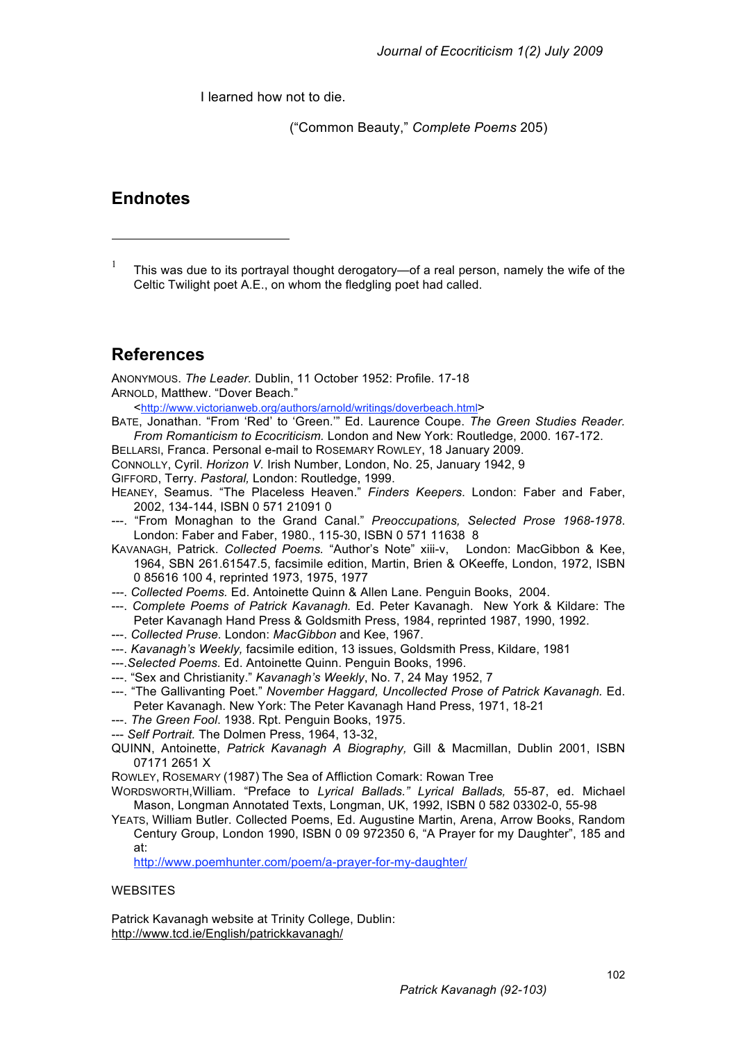I learned how not to die.

("Common Beauty," *Complete Poems* 205)

## Endnotes

[1] This was due to its portrayal thought derogatory—of a real person, namely the wife of the Celtic Twilight poet A.E., on whom the fledgling poet had called.

## References

ANONYMOUS. *The Leader.* Dublin, 11 October 1952: Profile. 17-18

ARNOLD, Matthew. "Dover Beach."
<http://www.victorianweb.org/authors/arnold/writings/doverbeach.html>

BATE, Jonathan. "From 'Red' to 'Green.'" Ed. Laurence Coupe. *The Green Studies Reader. From Romanticism to Ecocriticism.* London and New York: Routledge, 2000. 167-172.

BELLARSI, Franca. Personal e-mail to ROSEMARY ROWLEY, 18 January 2009.

CONNOLLY, Cyril. *Horizon V.* Irish Number, London, No. 25, January 1942, 9

GIFFORD, Terry. *Pastoral,* London: Routledge, 1999.

HEANEY, Seamus. "The Placeless Heaven." *Finders Keepers*. London: Faber and Faber, 2002, 134-144, ISBN 0 571 21091 0

---. "From Monaghan to the Grand Canal." *Preoccupations, Selected Prose 1968-1978.* London: Faber and Faber, 1980., 115-30, ISBN 0 571 11638 8

KAVANAGH, Patrick. *Collected Poems.* "Author's Note" xiii-v, London: MacGibbon & Kee, 1964, SBN 261.61547.5, facsimile edition, Martin, Brien & OKeeffe, London, 1972, ISBN 0 85616 100 4, reprinted 1973, 1975, 1977

---. *Collected Poems.* Ed. Antoinette Quinn & Allen Lane. Penguin Books, 2004.

---. *Complete Poems of Patrick Kavanagh.* Ed. Peter Kavanagh. New York & Kildare: The Peter Kavanagh Hand Press & Goldsmith Press, 1984, reprinted 1987, 1990, 1992.

---. *Collected Pruse.* London: *MacGibbon* and Kee, 1967.

---. *Kavanagh's Weekly,* facsimile edition, 13 issues, Goldsmith Press, Kildare, 1981

---.*Selected Poems.* Ed. Antoinette Quinn. Penguin Books, 1996.

---. "Sex and Christianity." *Kavanagh's Weekly*, No. 7, 24 May 1952, 7

---. "The Gallivanting Poet." *November Haggard, Uncollected Prose of Patrick Kavanagh.* Ed. Peter Kavanagh. New York: The Peter Kavanagh Hand Press, 1971, 18-21

---. *The Green Fool*. 1938. Rpt. Penguin Books, 1975.

--- *Self Portrait.* The Dolmen Press, 1964, 13-32,

QUINN, Antoinette, *Patrick Kavanagh A Biography,* Gill & Macmillan, Dublin 2001, ISBN 07171 2651 X

ROWLEY, ROSEMARY (1987) The Sea of Affliction Comark: Rowan Tree

WORDSWORTH,William. "Preface to *Lyrical Ballads." Lyrical Ballads,* 55-87, ed. Michael Mason, Longman Annotated Texts, Longman, UK, 1992, ISBN 0 582 03302-0, 55-98

YEATS, William Butler. Collected Poems, Ed. Augustine Martin, Arena, Arrow Books, Random Century Group, London 1990, ISBN 0 09 972350 6, "A Prayer for my Daughter", 185 and at:
http://www.poemhunter.com/poem/a-prayer-for-my-daughter/

WEBSITES

Patrick Kavanagh website at Trinity College, Dublin:
http://www.tcd.ie/English/patrickkavanagh/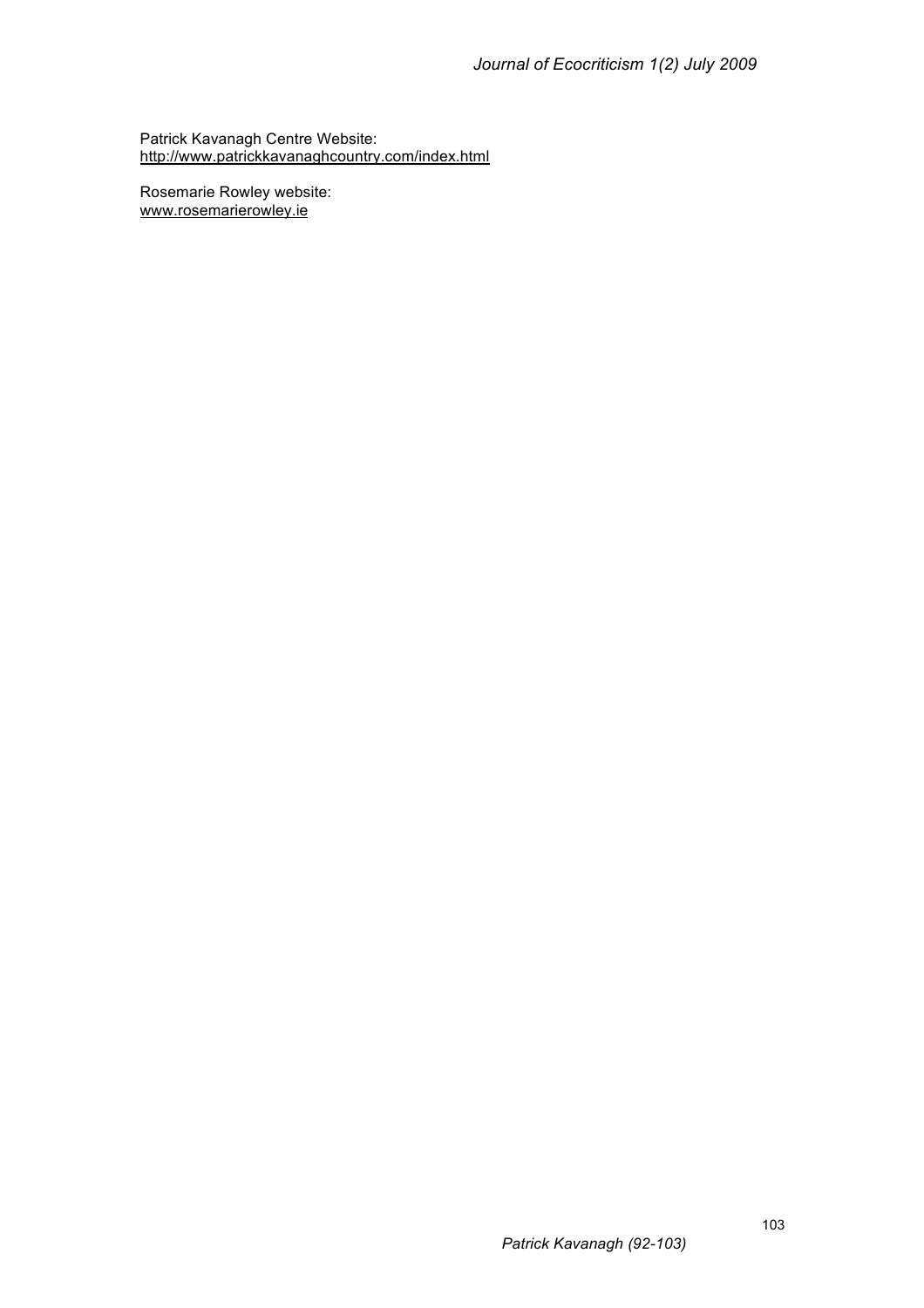Patrick Kavanagh Centre Website:
http://www.patrickkavanaghcountry.com/index.html

Rosemarie Rowley website:
www.rosemarierowley.ie